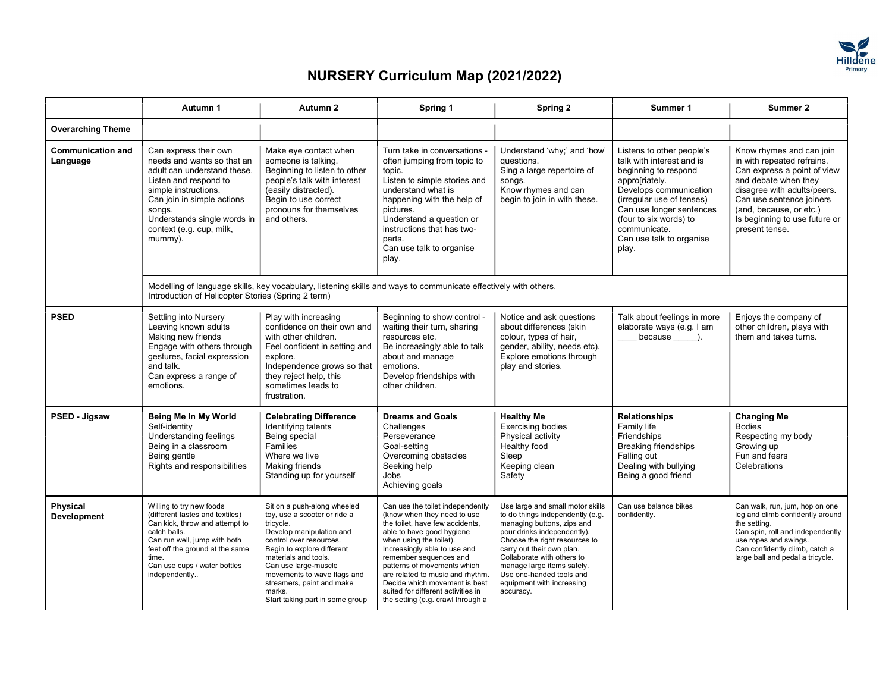# NURSERY Curriculum Map (2021/2022)

| | Autumn 1 | Autumn 2 | Spring 1 | Spring 2 | Summer 1 | Summer 2 |
|---|---|---|---|---|---|---|
| **Overarching Theme** | | | | | | |
| **Communication and Language** | Can express their own needs and wants so that an adult can understand these.<br>Listen and respond to simple instructions.<br>Can join in simple actions songs.<br>Understands single words in context (e.g. cup, milk, mummy). | Make eye contact when someone is talking.<br>Beginning to listen to other people's talk with interest (easily distracted).<br>Begin to use correct pronouns for themselves and others. | Turn take in conversations - often jumping from topic to topic.<br>Listen to simple stories and understand what is happening with the help of pictures.<br>Understand a question or instructions that has two-parts.<br>Can use talk to organise play. | Understand 'why;' and 'how' questions.<br>Sing a large repertoire of songs.<br>Know rhymes and can begin to join in with these. | Listens to other people's talk with interest and is beginning to respond appro[riately.<br>Develops communication (irregular use of tenses)<br>Can use longer sentences (four to six words) to communicate.<br>Can use talk to organise play. | Know rhymes and can join in with repeated refrains.<br>Can express a point of view and debate when they disagree with adults/peers.<br>Can use sentence joiners (and, because, or etc.)<br>Is beginning to use future or present tense. |
| | Modelling of language skills, key vocabulary, listening skills and ways to communicate effectively with others.<br>Introduction of Helicopter Stories (Spring 2 term) | | | | | |
| **PSED** | Settling into Nursery<br>Leaving known adults<br>Making new friends<br>Engage with others through gestures, facial expression and talk.<br>Can express a range of emotions. | Play with increasing confidence on their own and with other children.<br>Feel confident in setting and explore.<br>Independence grows so that they reject help, this sometimes leads to frustration. | Beginning to show control - waiting their turn, sharing resources etc.<br>Be increasingly able to talk about and manage emotions.<br>Develop friendships with other children. | Notice and ask questions about differences (skin colour, types of hair, gender, ability, needs etc).<br>Explore emotions through play and stories. | Talk about feelings in more elaborate ways (e.g. I am ____ because _____). | Enjoys the company of other children, plays with them and takes turns. |
| **PSED - Jigsaw** | **Being Me In My World**<br>Self-identity<br>Understanding feelings<br>Being in a classroom<br>Being gentle<br>Rights and responsibilities | **Celebrating Difference**<br>Identifying talents<br>Being special<br>Families<br>Where we live<br>Making friends<br>Standing up for yourself | **Dreams and Goals**<br>Challenges<br>Perseverance<br>Goal-setting<br>Overcoming obstacles<br>Seeking help<br>Jobs<br>Achieving goals | **Healthy Me**<br>Exercising bodies<br>Physical activity<br>Healthy food<br>Sleep<br>Keeping clean<br>Safety | **Relationships**<br>Family life<br>Friendships<br>Breaking friendships<br>Falling out<br>Dealing with bullying<br>Being a good friend | **Changing Me**<br>Bodies<br>Respecting my body<br>Growing up<br>Fun and fears<br>Celebrations |
| **Physical Development** | Willing to try new foods (different tastes and textiles)<br>Can kick, throw and attempt to catch balls.<br>Can run well, jump with both feet off the ground at the same time.<br>Can use cups / water bottles independently.. | Sit on a push-along wheeled toy, use a scooter or ride a tricycle.<br>Develop manipulation and control over resources.<br>Begin to explore different materials and tools.<br>Can use large-muscle movements to wave flags and streamers, paint and make marks.<br>Start taking part in some group | Can use the toilet independently (know when they need to use the toilet, have few accidents, able to have good hygiene when using the toilet).<br>Increasingly able to use and remember sequences and patterns of movements which are related to music and rhythm.<br>Decide which movement is best suited for different activities in the setting (e.g. crawl through a | Use large and small motor skills to do things independently (e.g. managing buttons, zips and pour drinks independently).<br>Choose the right resources to carry out their own plan.<br>Collaborate with others to manage large items safely.<br>Use one-handed tools and equipment with increasing accuracy. | Can use balance bikes confidently. | Can walk, run, jum, hop on one leg and climb confidently around the setting.<br>Can spin, roll and independently use ropes and swings.<br>Can confidently climb, catch a large ball and pedal a tricycle. |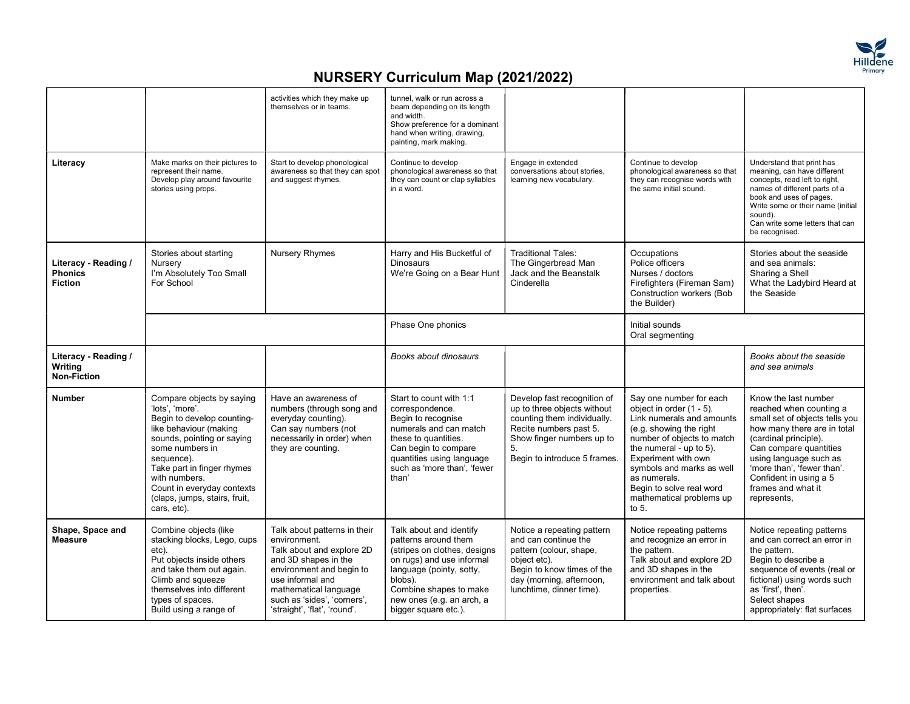# NURSERY Curriculum Map (2021/2022)

| | | | | | | |
|---|---|---|---|---|---|---|
| | | activities which they make up themselves or in teams. | tunnel, walk or run across a beam depending on its length and width.<br>Show preference for a dominant hand when writing, drawing, painting, mark making. | | | |
| **Literacy** | Make marks on their pictures to represent their name.<br>Develop play around favourite stories using props. | Start to develop phonological awareness so that they can spot and suggest rhymes. | Continue to develop phonological awareness so that they can count or clap syllables in a word. | Engage in extended conversations about stories, learning new vocabulary. | Continue to develop phonological awareness so that they can recognise words with the same initial sound. | Understand that print has meaning, can have different concepts, read left to right, names of different parts of a book and uses of pages.<br>Write some or their name (initial sound).<br>Can write some letters that can be recognised. |
| **Literacy - Reading / Phonics Fiction** | Stories about starting Nursery<br>I'm Absolutely Too Small For School | Nursery Rhymes | Harry and His Bucketful of Dinosaurs<br>We're Going on a Bear Hunt | Traditional Tales:<br>The Gingerbread Man<br>Jack and the Beanstalk<br>Cinderella | Occupations<br>Police officers<br>Nurses / doctors<br>Firefighters (Fireman Sam)<br>Construction workers (Bob the Builder) | Stories about the seaside and sea animals:<br>Sharing a Shell<br>What the Ladybird Heard at the Seaside |
| | | | Phase One phonics | | Initial sounds<br>Oral segmenting | |
| **Literacy - Reading / Writing Non-Fiction** | | | *Books about dinosaurs* | | | *Books about the seaside and sea animals* |
| **Number** | Compare objects by saying 'lots', 'more'.<br>Begin to develop counting-like behaviour (making sounds, pointing or saying some numbers in sequence).<br>Take part in finger rhymes with numbers.<br>Count in everyday contexts (claps, jumps, stairs, fruit, cars, etc). | Have an awareness of numbers (through song and everyday counting).<br>Can say numbers (not necessarily in order) when they are counting. | Start to count with 1:1 correspondence.<br>Begin to recognise numerals and can match these to quantities.<br>Can begin to compare quantities using language such as 'more than', 'fewer than' | Develop fast recognition of up to three objects without counting them individually.<br>Recite numbers past 5.<br>Show finger numbers up to 5.<br>Begin to introduce 5 frames. | Say one number for each object in order (1 - 5).<br>Link numerals and amounts (e.g. showing the right number of objects to match the numeral - up to 5).<br>Experiment with own symbols and marks as well as numerals.<br>Begin to solve real word mathematical problems up to 5. | Know the last number reached when counting a small set of objects tells you how many there are in total (cardinal principle).<br>Can compare quantities using language such as 'more than', 'fewer than'.<br>Confident in using a 5 frames and what it represents, |
| **Shape, Space and Measure** | Combine objects (like stacking blocks, Lego, cups etc).<br>Put objects inside others and take them out again.<br>Climb and squeeze themselves into different types of spaces.<br>Build using a range of | Talk about patterns in their environment.<br>Talk about and explore 2D and 3D shapes in the environment and begin to use informal and mathematical language such as 'sides', 'corners', 'straight', 'flat', 'round'. | Talk about and identify patterns around them (stripes on clothes, designs on rugs) and use informal language (pointy, sotty, blobs).<br>Combine shapes to make new ones (e.g. an arch, a bigger square etc.). | Notice a repeating pattern and can continue the pattern (colour, shape, object etc).<br>Begin to know times of the day (morning, afternoon, lunchtime, dinner time). | Notice repeating patterns and recognize an error in the pattern.<br>Talk about and explore 2D and 3D shapes in the environment and talk about properties. | Notice repeating patterns and can correct an error in the pattern.<br>Begin to describe a sequence of events (real or fictional) using words such as 'first', then'.<br>Select shapes appropriately: flat surfaces |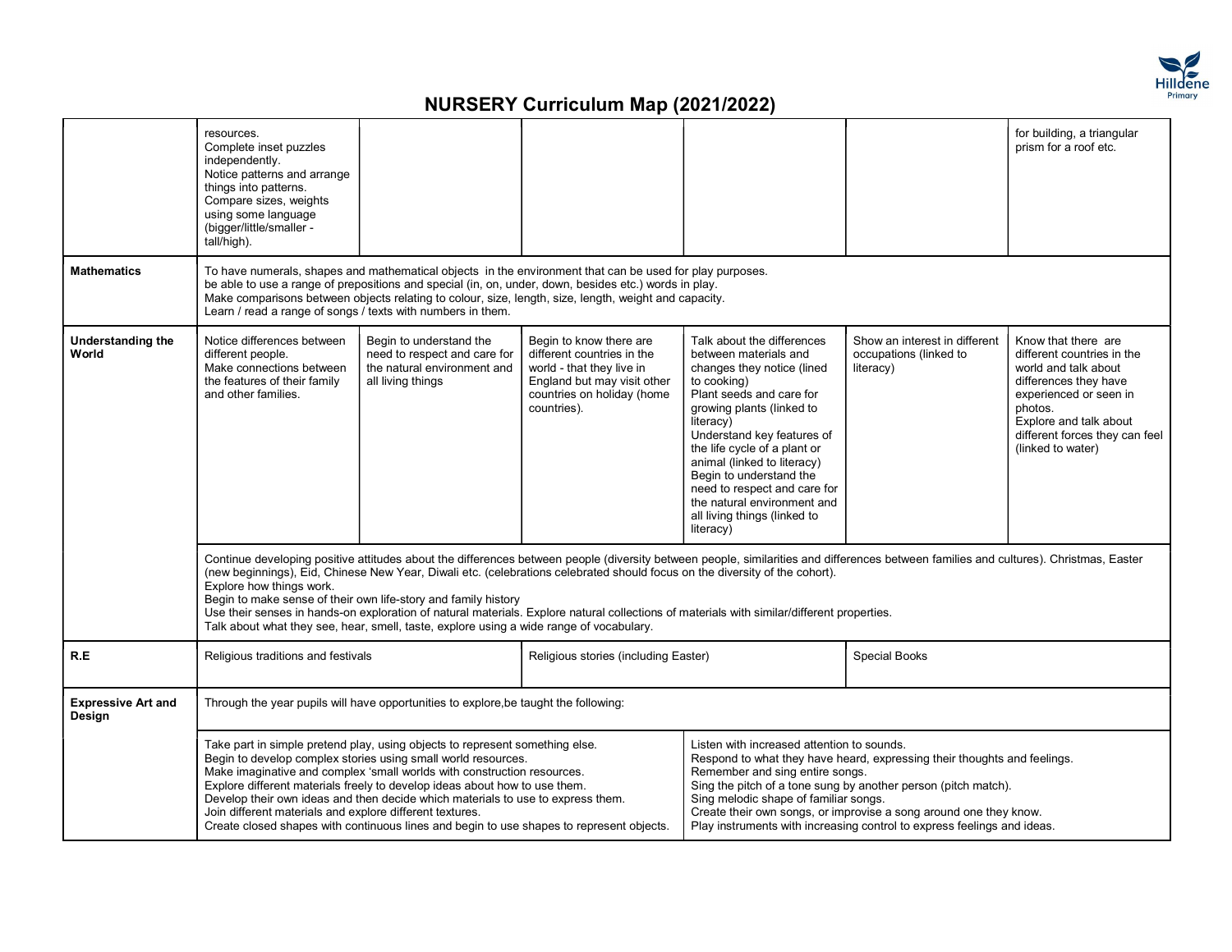# NURSERY Curriculum Map (2021/2022)

| | | | | | | |
|---|---|---|---|---|---|---|
| | resources. Complete inset puzzles independently. Notice patterns and arrange things into patterns. Compare sizes, weights using some language (bigger/little/smaller - tall/high). | | | | | for building, a triangular prism for a roof etc. |
| **Mathematics** | To have numerals, shapes and mathematical objects in the environment that can be used for play purposes. be able to use a range of prepositions and special (in, on, under, down, besides etc.) words in play. Make comparisons between objects relating to colour, size, length, size, length, weight and capacity. Learn / read a range of songs / texts with numbers in them. | | | | | |
| **Understanding the World** | Notice differences between different people. Make connections between the features of their family and other families. | Begin to understand the need to respect and care for the natural environment and all living things | Begin to know there are different countries in the world - that they live in England but may visit other countries on holiday (home countries). | Talk about the differences between materials and changes they notice (lined to cooking) Plant seeds and care for growing plants (linked to literacy) Understand key features of the life cycle of a plant or animal (linked to literacy) Begin to understand the need to respect and care for the natural environment and all living things (linked to literacy) | Show an interest in different occupations (linked to literacy) | Know that there are different countries in the world and talk about differences they have experienced or seen in photos. Explore and talk about different forces they can feel (linked to water) |
| | Continue developing positive attitudes about the differences between people (diversity between people, similarities and differences between families and cultures). Christmas, Easter (new beginnings), Eid, Chinese New Year, Diwali etc. (celebrations celebrated should focus on the diversity of the cohort). Explore how things work. Begin to make sense of their own life-story and family history Use their senses in hands-on exploration of natural materials. Explore natural collections of materials with similar/different properties. Talk about what they see, hear, smell, taste, explore using a wide range of vocabulary. | | | | | |
| **R.E** | Religious traditions and festivals | | Religious stories (including Easter) | | Special Books | |
| **Expressive Art and Design** | Through the year pupils will have opportunities to explore,be taught the following: | | | | | |
| | Take part in simple pretend play, using objects to represent something else. Begin to develop complex stories using small world resources. Make imaginative and complex 'small worlds with construction resources. Explore different materials freely to develop ideas about how to use them. Develop their own ideas and then decide which materials to use to express them. Join different materials and explore different textures. Create closed shapes with continuous lines and begin to use shapes to represent objects. | | | Listen with increased attention to sounds. Respond to what they have heard, expressing their thoughts and feelings. Remember and sing entire songs. Sing the pitch of a tone sung by another person (pitch match). Sing melodic shape of familiar songs. Create their own songs, or improvise a song around one they know. Play instruments with increasing control to express feelings and ideas. | | |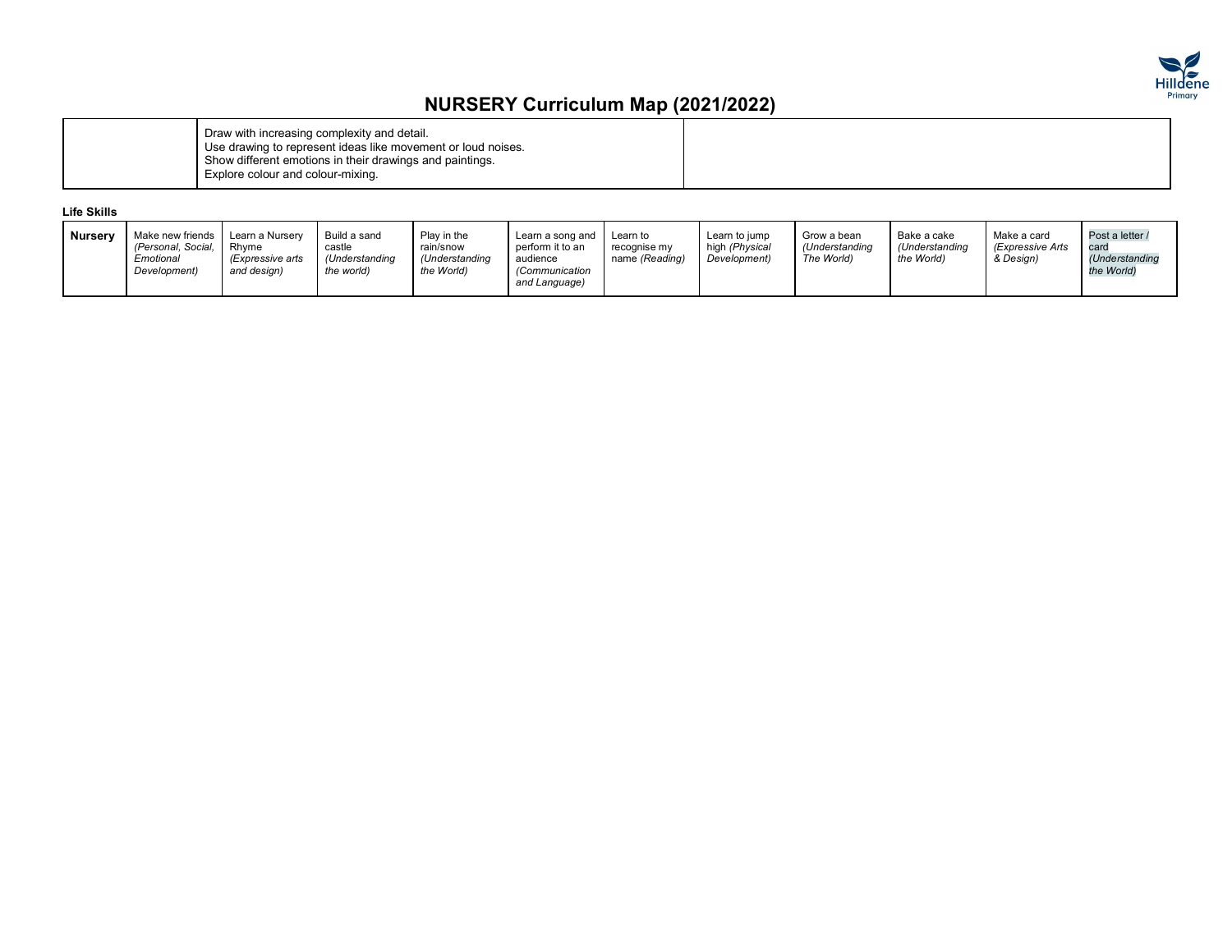# NURSERY Curriculum Map (2021/2022)

| | | |
|---|---|---|
| | Draw with increasing complexity and detail.<br>Use drawing to represent ideas like movement or loud noises.<br>Show different emotions in their drawings and paintings.<br>Explore colour and colour-mixing. | |

**Life Skills**

| | | | | | | | | | | |
|---|---|---|---|---|---|---|---|---|---|---|
| **Nursery** | Make new friends *(Personal, Social, Emotional Development)* | Learn a Nursery Rhyme *(Expressive arts and design)* | Build a sand castle *(Understanding the world)* | Play in the rain/snow *(Understanding the World)* | Learn a song and perform it to an audience *(Communication and Language)* | Learn to recognise my name *(Reading)* | Learn to jump high *(Physical Development)* | Grow a bean *(Understanding The World)* | Bake a cake *(Understanding the World)* | Make a card *(Expressive Arts & Design)* | Post a letter / card *(Understanding the World)* |